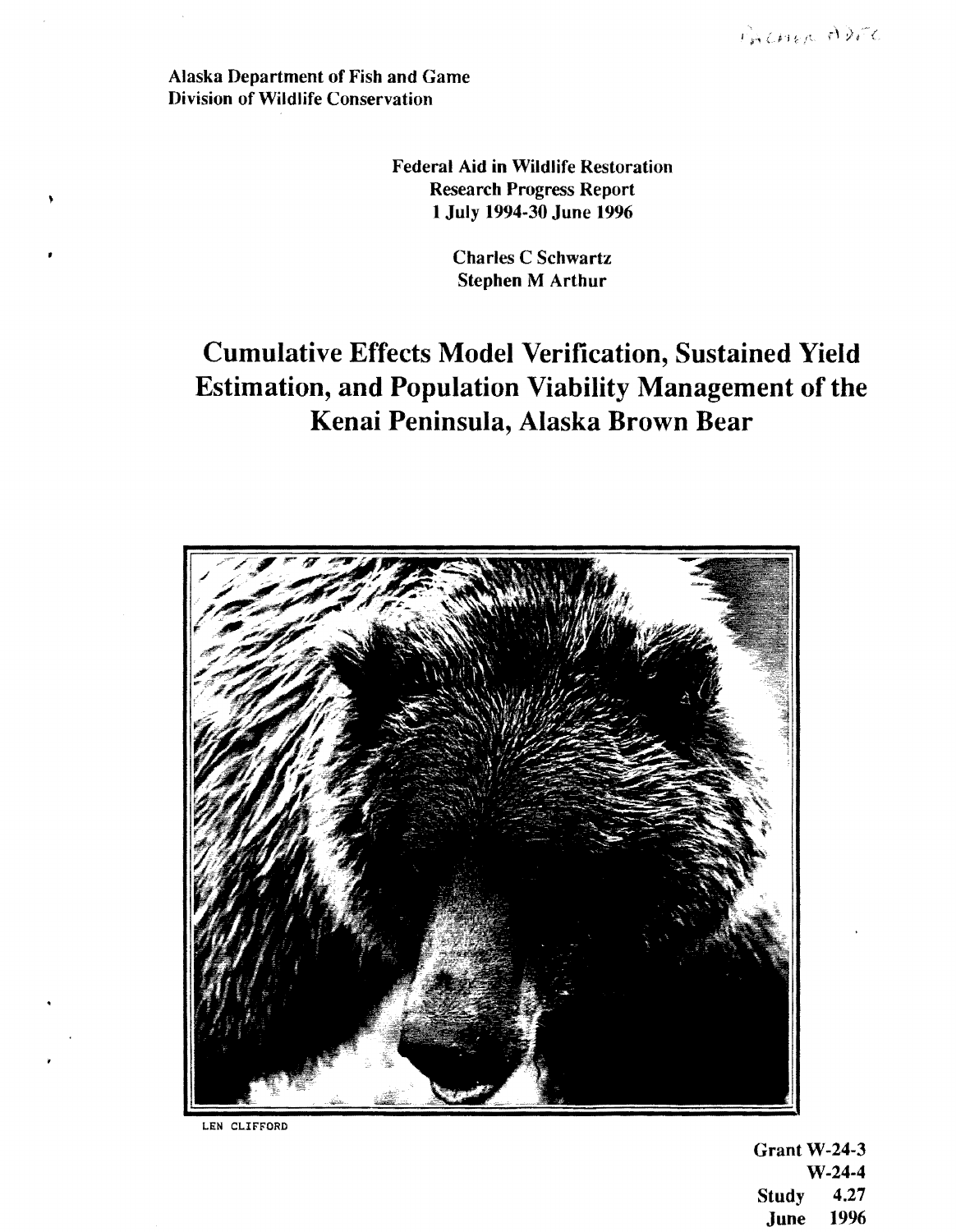Alaska Department of Fish and Game
Division of Wildlife Conservation

Federal Aid in Wildlife Restoration
Research Progress Report
1 July 1994-30 June 1996

Charles C Schwartz
Stephen M Arthur

# Cumulative Effects Model Verification, Sustained Yield Estimation, and Population Viability Management of the Kenai Peninsula, Alaska Brown Bear

LEN CLIFFORD

Grant W-24-3
W-24-4
Study 4.27
June 1996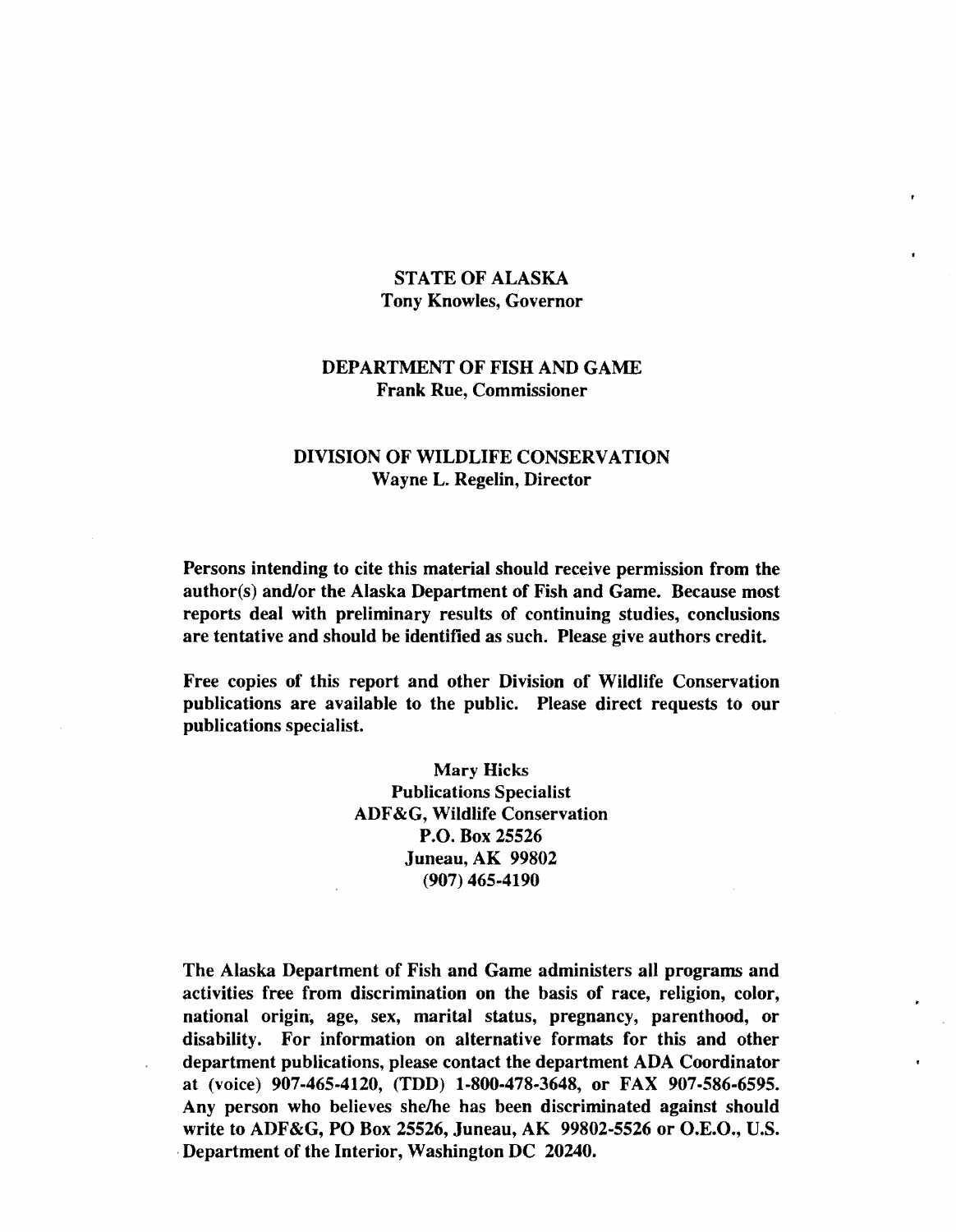STATE OF ALASKA
Tony Knowles, Governor

DEPARTMENT OF FISH AND GAME
Frank Rue, Commissioner

DIVISION OF WILDLIFE CONSERVATION
Wayne L. Regelin, Director

**Persons intending to cite this material should receive permission from the author(s) and/or the Alaska Department of Fish and Game. Because most reports deal with preliminary results of continuing studies, conclusions are tentative and should be identified as such. Please give authors credit.**

**Free copies of this report and other Division of Wildlife Conservation publications are available to the public. Please direct requests to our publications specialist.**

Mary Hicks
Publications Specialist
ADF&G, Wildlife Conservation
P.O. Box 25526
Juneau, AK 99802
(907) 465-4190

**The Alaska Department of Fish and Game administers all programs and activities free from discrimination on the basis of race, religion, color, national origin, age, sex, marital status, pregnancy, parenthood, or disability. For information on alternative formats for this and other department publications, please contact the department ADA Coordinator at (voice) 907-465-4120, (TDD) 1-800-478-3648, or FAX 907-586-6595. Any person who believes she/he has been discriminated against should write to ADF&G, PO Box 25526, Juneau, AK 99802-5526 or O.E.O., U.S. Department of the Interior, Washington DC 20240.**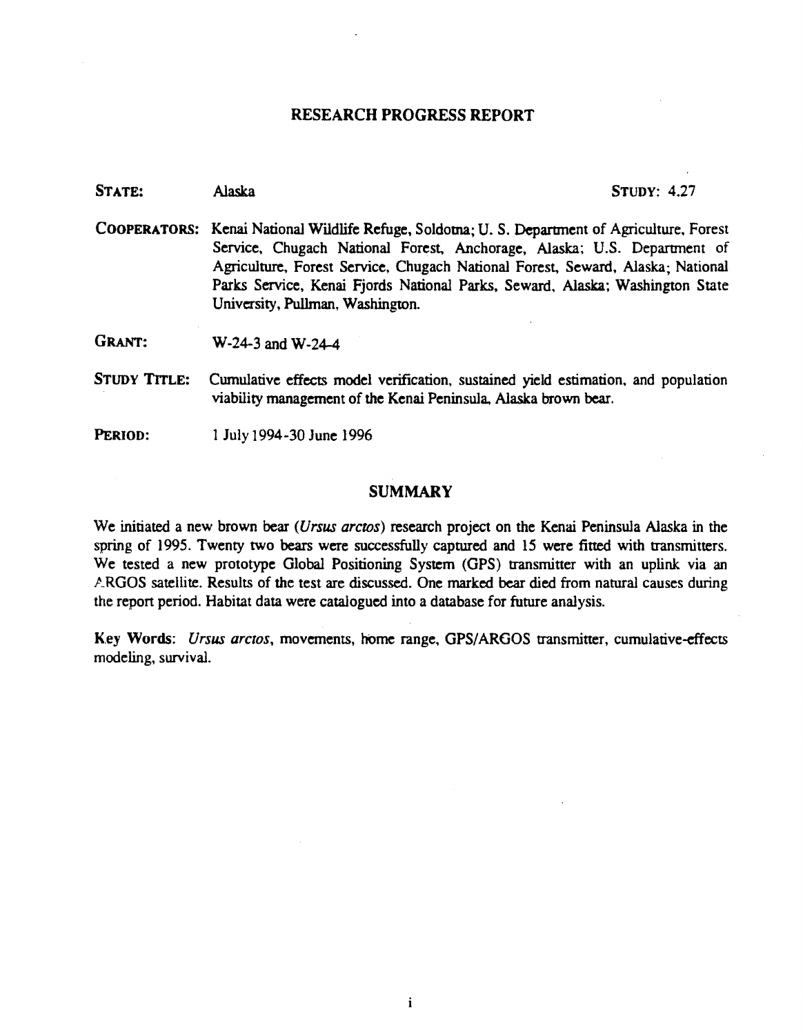## RESEARCH PROGRESS REPORT

**STATE:** Alaska **STUDY:** 4.27

**COOPERATORS:** Kenai National Wildlife Refuge, Soldotna; U. S. Department of Agriculture, Forest Service, Chugach National Forest, Anchorage, Alaska; U.S. Department of Agriculture, Forest Service, Chugach National Forest, Seward, Alaska; National Parks Service, Kenai Fjords National Parks, Seward, Alaska; Washington State University, Pullman, Washington.

**GRANT:** W-24-3 and W-24-4

**STUDY TITLE:** Cumulative effects model verification, sustained yield estimation, and population viability management of the Kenai Peninsula, Alaska brown bear.

**PERIOD:** 1 July 1994-30 June 1996

## SUMMARY

We initiated a new brown bear (*Ursus arctos*) research project on the Kenai Peninsula Alaska in the spring of 1995. Twenty two bears were successfully captured and 15 were fitted with transmitters. We tested a new prototype Global Positioning System (GPS) transmitter with an uplink via an ARGOS satellite. Results of the test are discussed. One marked bear died from natural causes during the report period. Habitat data were catalogued into a database for future analysis.

**Key Words:** *Ursus arctos*, movements, home range, GPS/ARGOS transmitter, cumulative-effects modeling, survival.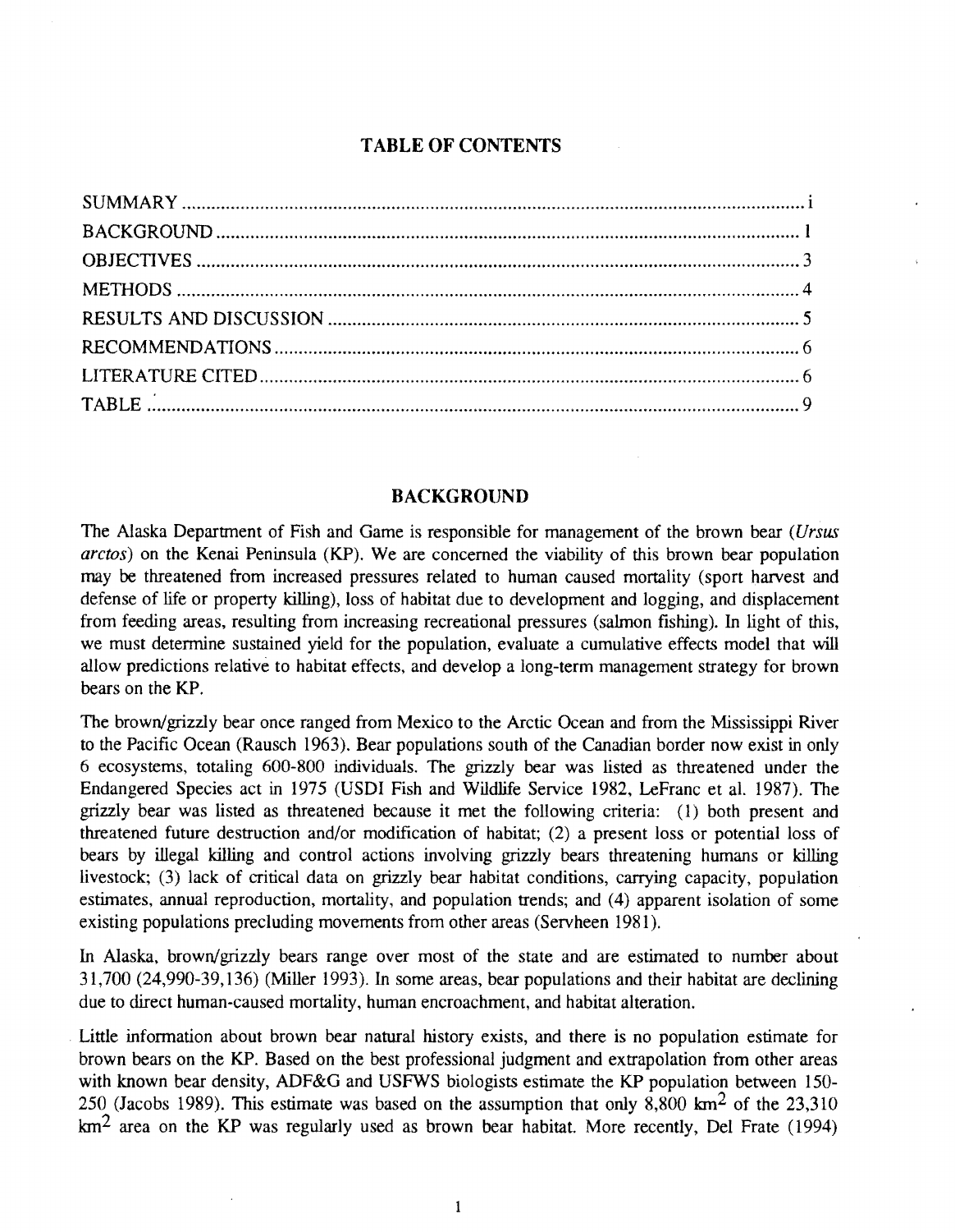## TABLE OF CONTENTS

| | |
|---|---|
| SUMMARY | i |
| BACKGROUND | 1 |
| OBJECTIVES | 3 |
| METHODS | 4 |
| RESULTS AND DISCUSSION | 5 |
| RECOMMENDATIONS | 6 |
| LITERATURE CITED | 6 |
| TABLE | 9 |

## BACKGROUND

The Alaska Department of Fish and Game is responsible for management of the brown bear (*Ursus arctos*) on the Kenai Peninsula (KP). We are concerned the viability of this brown bear population may be threatened from increased pressures related to human caused mortality (sport harvest and defense of life or property killing), loss of habitat due to development and logging, and displacement from feeding areas, resulting from increasing recreational pressures (salmon fishing). In light of this, we must determine sustained yield for the population, evaluate a cumulative effects model that will allow predictions relative to habitat effects, and develop a long-term management strategy for brown bears on the KP.

The brown/grizzly bear once ranged from Mexico to the Arctic Ocean and from the Mississippi River to the Pacific Ocean (Rausch 1963). Bear populations south of the Canadian border now exist in only 6 ecosystems, totaling 600-800 individuals. The grizzly bear was listed as threatened under the Endangered Species act in 1975 (USDI Fish and Wildlife Service 1982, LeFranc et al. 1987). The grizzly bear was listed as threatened because it met the following criteria: (1) both present and threatened future destruction and/or modification of habitat; (2) a present loss or potential loss of bears by illegal killing and control actions involving grizzly bears threatening humans or killing livestock; (3) lack of critical data on grizzly bear habitat conditions, carrying capacity, population estimates, annual reproduction, mortality, and population trends; and (4) apparent isolation of some existing populations precluding movements from other areas (Servheen 1981).

In Alaska, brown/grizzly bears range over most of the state and are estimated to number about 31,700 (24,990-39,136) (Miller 1993). In some areas, bear populations and their habitat are declining due to direct human-caused mortality, human encroachment, and habitat alteration.

Little information about brown bear natural history exists, and there is no population estimate for brown bears on the KP. Based on the best professional judgment and extrapolation from other areas with known bear density, ADF&G and USFWS biologists estimate the KP population between 150-250 (Jacobs 1989). This estimate was based on the assumption that only 8,800 $km^2$ of the 23,310 $km^2$ area on the KP was regularly used as brown bear habitat. More recently, Del Frate (1994)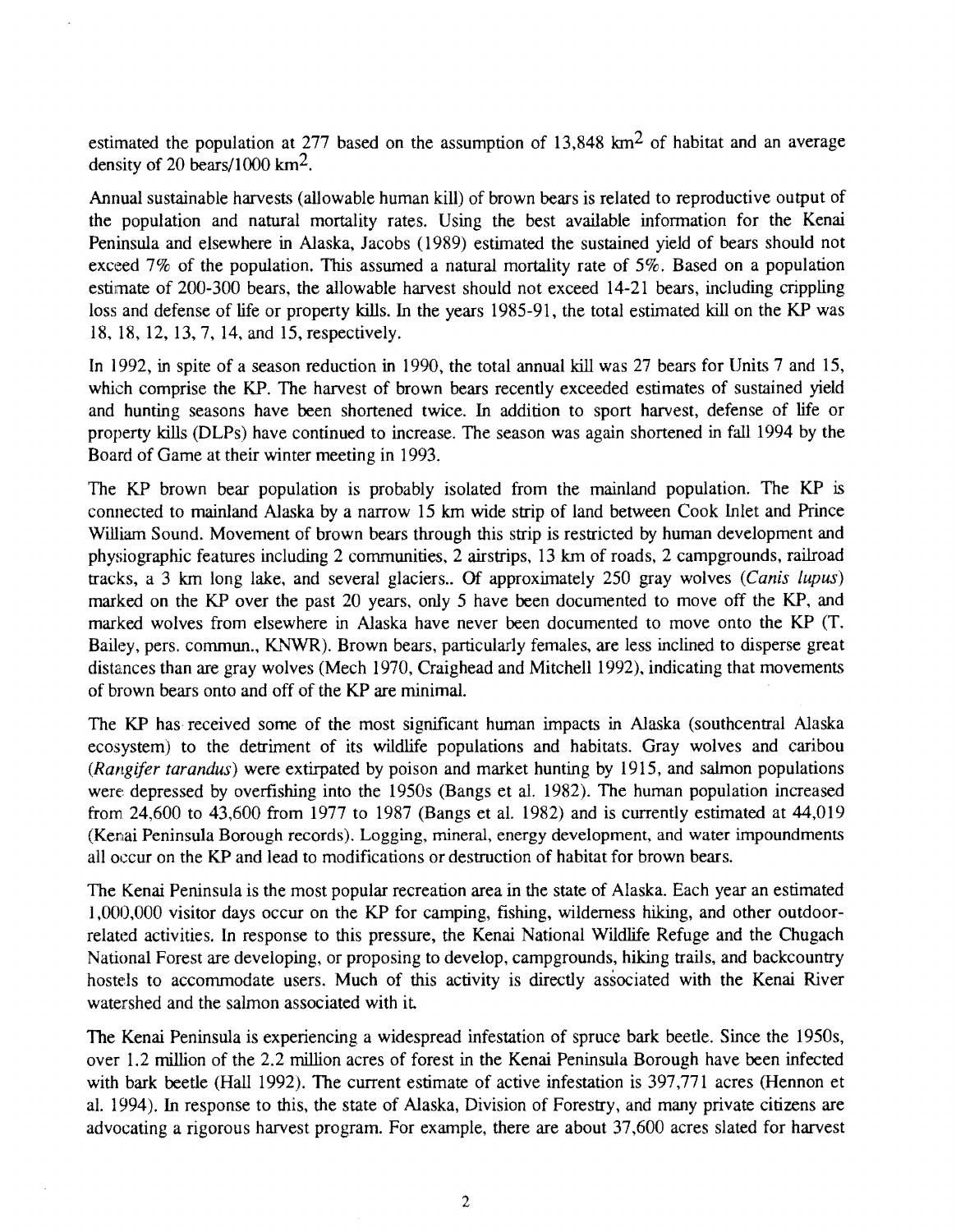estimated the population at 277 based on the assumption of 13,848 $km^2$ of habitat and an average density of 20 bears/1000 $km^2$.

Annual sustainable harvests (allowable human kill) of brown bears is related to reproductive output of the population and natural mortality rates. Using the best available information for the Kenai Peninsula and elsewhere in Alaska, Jacobs (1989) estimated the sustained yield of bears should not exceed 7% of the population. This assumed a natural mortality rate of 5%. Based on a population estimate of 200-300 bears, the allowable harvest should not exceed 14-21 bears, including crippling loss and defense of life or property kills. In the years 1985-91, the total estimated kill on the KP was 18, 18, 12, 13, 7, 14, and 15, respectively.

In 1992, in spite of a season reduction in 1990, the total annual kill was 27 bears for Units 7 and 15, which comprise the KP. The harvest of brown bears recently exceeded estimates of sustained yield and hunting seasons have been shortened twice. In addition to sport harvest, defense of life or property kills (DLPs) have continued to increase. The season was again shortened in fall 1994 by the Board of Game at their winter meeting in 1993.

The KP brown bear population is probably isolated from the mainland population. The KP is connected to mainland Alaska by a narrow 15 km wide strip of land between Cook Inlet and Prince William Sound. Movement of brown bears through this strip is restricted by human development and physiographic features including 2 communities, 2 airstrips, 13 km of roads, 2 campgrounds, railroad tracks, a 3 km long lake, and several glaciers.. Of approximately 250 gray wolves (*Canis lupus*) marked on the KP over the past 20 years, only 5 have been documented to move off the KP, and marked wolves from elsewhere in Alaska have never been documented to move onto the KP (T. Bailey, pers. commun., KNWR). Brown bears, particularly females, are less inclined to disperse great distances than are gray wolves (Mech 1970, Craighead and Mitchell 1992), indicating that movements of brown bears onto and off of the KP are minimal.

The KP has received some of the most significant human impacts in Alaska (southcentral Alaska ecosystem) to the detriment of its wildlife populations and habitats. Gray wolves and caribou (*Rangifer tarandus*) were extirpated by poison and market hunting by 1915, and salmon populations were depressed by overfishing into the 1950s (Bangs et al. 1982). The human population increased from 24,600 to 43,600 from 1977 to 1987 (Bangs et al. 1982) and is currently estimated at 44,019 (Kenai Peninsula Borough records). Logging, mineral, energy development, and water impoundments all occur on the KP and lead to modifications or destruction of habitat for brown bears.

The Kenai Peninsula is the most popular recreation area in the state of Alaska. Each year an estimated 1,000,000 visitor days occur on the KP for camping, fishing, wilderness hiking, and other outdoor-related activities. In response to this pressure, the Kenai National Wildlife Refuge and the Chugach National Forest are developing, or proposing to develop, campgrounds, hiking trails, and backcountry hostels to accommodate users. Much of this activity is directly associated with the Kenai River watershed and the salmon associated with it.

The Kenai Peninsula is experiencing a widespread infestation of spruce bark beetle. Since the 1950s, over 1.2 million of the 2.2 million acres of forest in the Kenai Peninsula Borough have been infected with bark beetle (Hall 1992). The current estimate of active infestation is 397,771 acres (Hennon et al. 1994). In response to this, the state of Alaska, Division of Forestry, and many private citizens are advocating a rigorous harvest program. For example, there are about 37,600 acres slated for harvest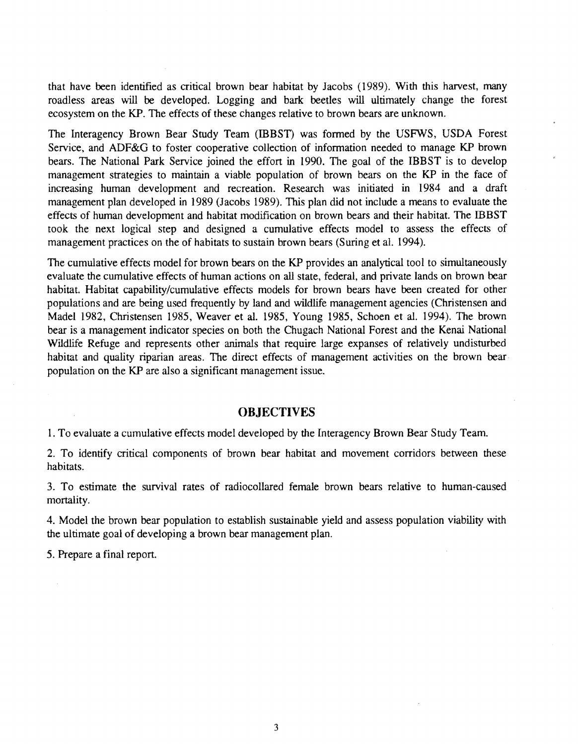that have been identified as critical brown bear habitat by Jacobs (1989). With this harvest, many roadless areas will be developed. Logging and bark beetles will ultimately change the forest ecosystem on the KP. The effects of these changes relative to brown bears are unknown.

The Interagency Brown Bear Study Team (IBBST) was formed by the USFWS, USDA Forest Service, and ADF&G to foster cooperative collection of information needed to manage KP brown bears. The National Park Service joined the effort in 1990. The goal of the IBBST is to develop management strategies to maintain a viable population of brown bears on the KP in the face of increasing human development and recreation. Research was initiated in 1984 and a draft management plan developed in 1989 (Jacobs 1989). This plan did not include a means to evaluate the effects of human development and habitat modification on brown bears and their habitat. The IBBST took the next logical step and designed a cumulative effects model to assess the effects of management practices on the of habitats to sustain brown bears (Suring et al. 1994).

The cumulative effects model for brown bears on the KP provides an analytical tool to simultaneously evaluate the cumulative effects of human actions on all state, federal, and private lands on brown bear habitat. Habitat capability/cumulative effects models for brown bears have been created for other populations and are being used frequently by land and wildlife management agencies (Christensen and Madel 1982, Christensen 1985, Weaver et al. 1985, Young 1985, Schoen et al. 1994). The brown bear is a management indicator species on both the Chugach National Forest and the Kenai National Wildlife Refuge and represents other animals that require large expanses of relatively undisturbed habitat and quality riparian areas. The direct effects of management activities on the brown bear population on the KP are also a significant management issue.

## OBJECTIVES

1. To evaluate a cumulative effects model developed by the Interagency Brown Bear Study Team.

2. To identify critical components of brown bear habitat and movement corridors between these habitats.

3. To estimate the survival rates of radiocollared female brown bears relative to human-caused mortality.

4. Model the brown bear population to establish sustainable yield and assess population viability with the ultimate goal of developing a brown bear management plan.

5. Prepare a final report.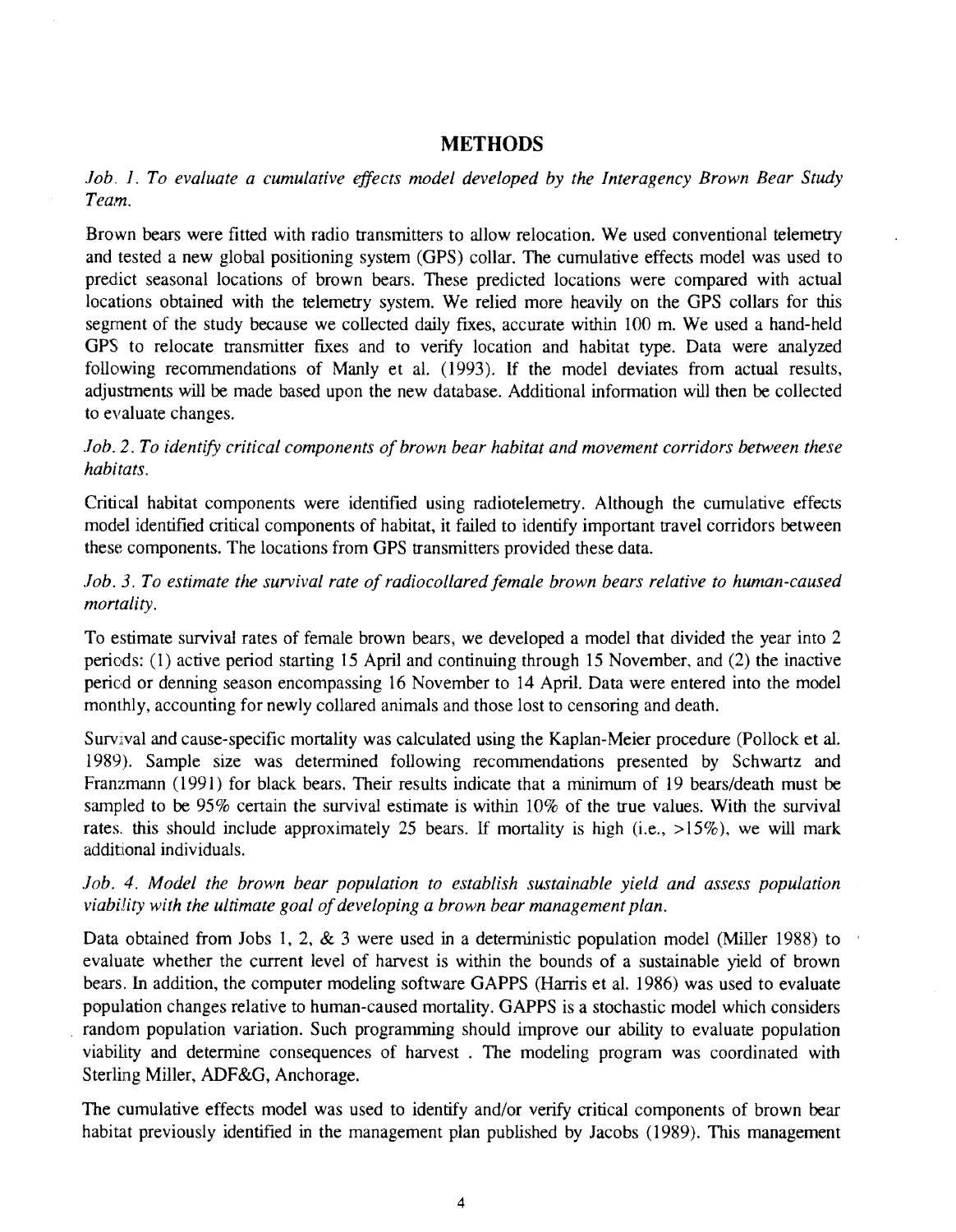## METHODS

*Job. 1. To evaluate a cumulative effects model developed by the Interagency Brown Bear Study Team.*

Brown bears were fitted with radio transmitters to allow relocation. We used conventional telemetry and tested a new global positioning system (GPS) collar. The cumulative effects model was used to predict seasonal locations of brown bears. These predicted locations were compared with actual locations obtained with the telemetry system. We relied more heavily on the GPS collars for this segment of the study because we collected daily fixes, accurate within 100 m. We used a hand-held GPS to relocate transmitter fixes and to verify location and habitat type. Data were analyzed following recommendations of Manly et al. (1993). If the model deviates from actual results, adjustments will be made based upon the new database. Additional information will then be collected to evaluate changes.

*Job. 2. To identify critical components of brown bear habitat and movement corridors between these habitats.*

Critical habitat components were identified using radiotelemetry. Although the cumulative effects model identified critical components of habitat, it failed to identify important travel corridors between these components. The locations from GPS transmitters provided these data.

*Job. 3. To estimate the survival rate of radiocollared female brown bears relative to human-caused mortality.*

To estimate survival rates of female brown bears, we developed a model that divided the year into 2 periods: (1) active period starting 15 April and continuing through 15 November, and (2) the inactive period or denning season encompassing 16 November to 14 April. Data were entered into the model monthly, accounting for newly collared animals and those lost to censoring and death.

Survival and cause-specific mortality was calculated using the Kaplan-Meier procedure (Pollock et al. 1989). Sample size was determined following recommendations presented by Schwartz and Franzmann (1991) for black bears. Their results indicate that a minimum of 19 bears/death must be sampled to be 95% certain the survival estimate is within 10% of the true values. With the survival rates, this should include approximately 25 bears. If mortality is high (i.e., >15%), we will mark additional individuals.

*Job. 4. Model the brown bear population to establish sustainable yield and assess population viability with the ultimate goal of developing a brown bear management plan.*

Data obtained from Jobs 1, 2, & 3 were used in a deterministic population model (Miller 1988) to evaluate whether the current level of harvest is within the bounds of a sustainable yield of brown bears. In addition, the computer modeling software GAPPS (Harris et al. 1986) was used to evaluate population changes relative to human-caused mortality. GAPPS is a stochastic model which considers random population variation. Such programming should improve our ability to evaluate population viability and determine consequences of harvest . The modeling program was coordinated with Sterling Miller, ADF&G, Anchorage.

The cumulative effects model was used to identify and/or verify critical components of brown bear habitat previously identified in the management plan published by Jacobs (1989). This management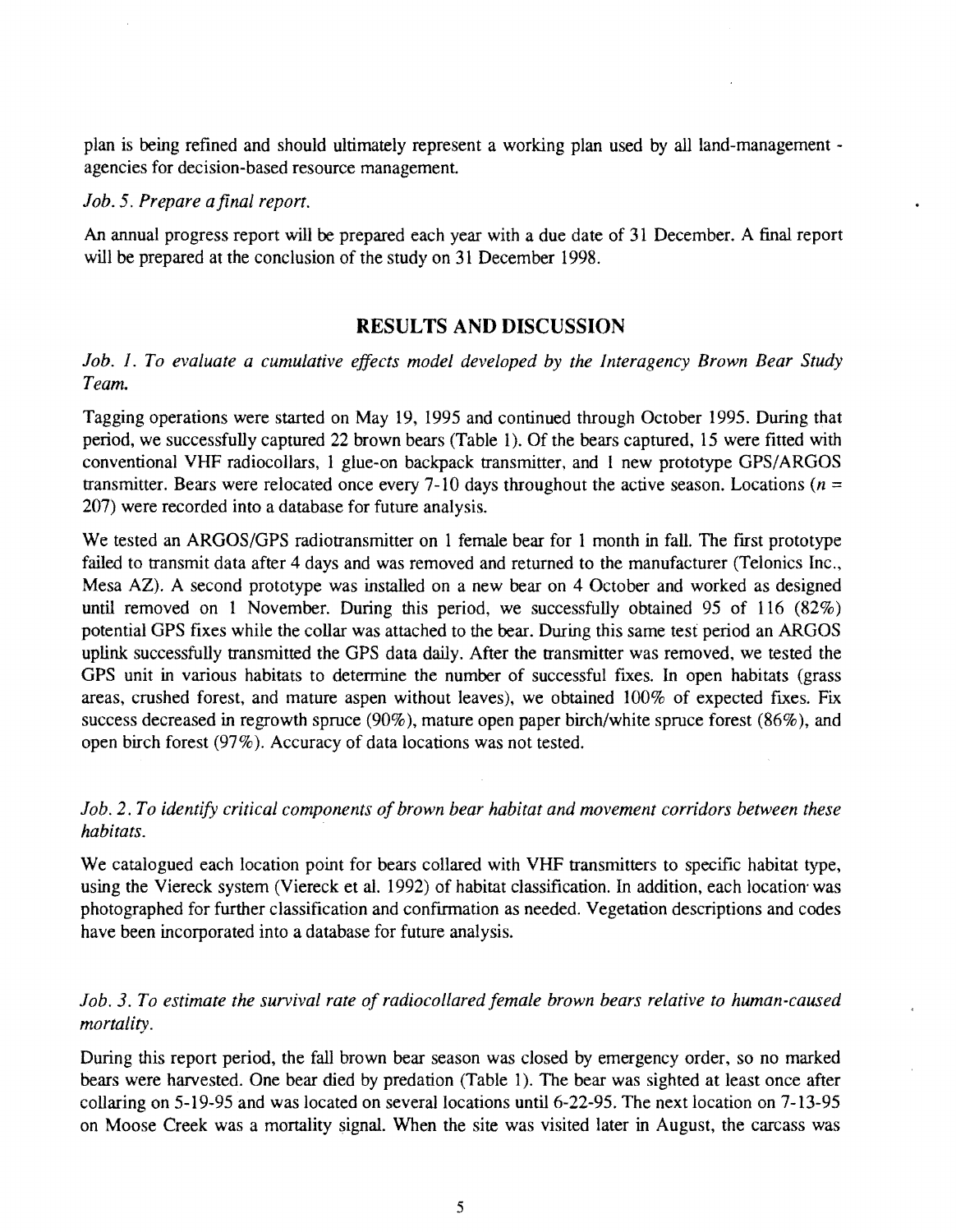plan is being refined and should ultimately represent a working plan used by all land-management - agencies for decision-based resource management.

*Job. 5. Prepare a final report.*

An annual progress report will be prepared each year with a due date of 31 December. A final report will be prepared at the conclusion of the study on 31 December 1998.

## RESULTS AND DISCUSSION

*Job. 1. To evaluate a cumulative effects model developed by the Interagency Brown Bear Study Team.*

Tagging operations were started on May 19, 1995 and continued through October 1995. During that period, we successfully captured 22 brown bears (Table 1). Of the bears captured, 15 were fitted with conventional VHF radiocollars, 1 glue-on backpack transmitter, and 1 new prototype GPS/ARGOS transmitter. Bears were relocated once every 7-10 days throughout the active season. Locations ($n$ = 207) were recorded into a database for future analysis.

We tested an ARGOS/GPS radiotransmitter on 1 female bear for 1 month in fall. The first prototype failed to transmit data after 4 days and was removed and returned to the manufacturer (Telonics Inc., Mesa AZ). A second prototype was installed on a new bear on 4 October and worked as designed until removed on 1 November. During this period, we successfully obtained 95 of 116 (82%) potential GPS fixes while the collar was attached to the bear. During this same test period an ARGOS uplink successfully transmitted the GPS data daily. After the transmitter was removed, we tested the GPS unit in various habitats to determine the number of successful fixes. In open habitats (grass areas, crushed forest, and mature aspen without leaves), we obtained 100% of expected fixes. Fix success decreased in regrowth spruce (90%), mature open paper birch/white spruce forest (86%), and open birch forest (97%). Accuracy of data locations was not tested.

*Job. 2. To identify critical components of brown bear habitat and movement corridors between these habitats.*

We catalogued each location point for bears collared with VHF transmitters to specific habitat type, using the Viereck system (Viereck et al. 1992) of habitat classification. In addition, each location was photographed for further classification and confirmation as needed. Vegetation descriptions and codes have been incorporated into a database for future analysis.

*Job. 3. To estimate the survival rate of radiocollared female brown bears relative to human-caused mortality.*

During this report period, the fall brown bear season was closed by emergency order, so no marked bears were harvested. One bear died by predation (Table 1). The bear was sighted at least once after collaring on 5-19-95 and was located on several locations until 6-22-95. The next location on 7-13-95 on Moose Creek was a mortality signal. When the site was visited later in August, the carcass was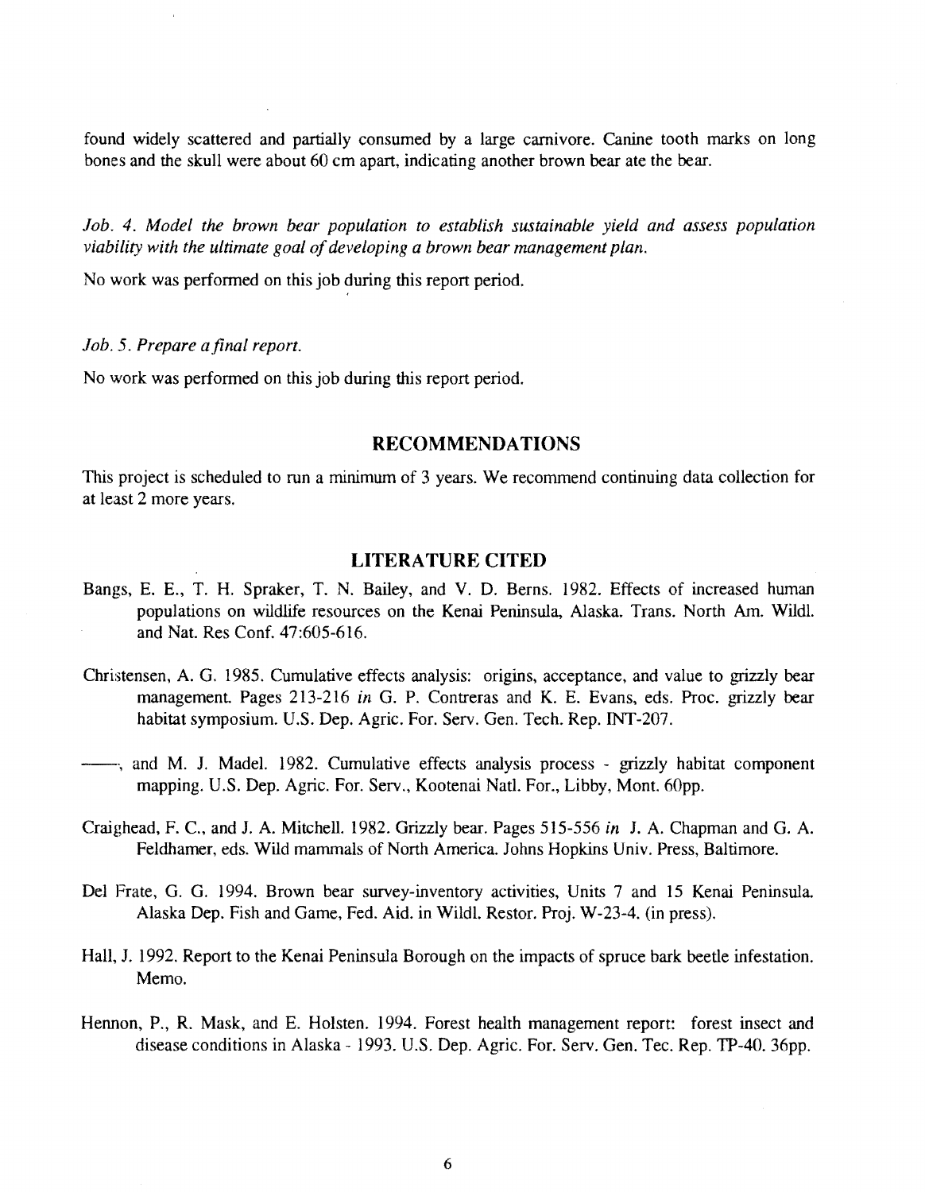found widely scattered and partially consumed by a large carnivore. Canine tooth marks on long bones and the skull were about 60 cm apart, indicating another brown bear ate the bear.

*Job. 4. Model the brown bear population to establish sustainable yield and assess population viability with the ultimate goal of developing a brown bear management plan.*

No work was performed on this job during this report period.

*Job. 5. Prepare a final report.*

No work was performed on this job during this report period.

## RECOMMENDATIONS

This project is scheduled to run a minimum of 3 years. We recommend continuing data collection for at least 2 more years.

## LITERATURE CITED

Bangs, E. E., T. H. Spraker, T. N. Bailey, and V. D. Berns. 1982. Effects of increased human populations on wildlife resources on the Kenai Peninsula, Alaska. Trans. North Am. Wildl. and Nat. Res Conf. 47:605-616.

Christensen, A. G. 1985. Cumulative effects analysis: origins, acceptance, and value to grizzly bear management. Pages 213-216 *in* G. P. Contreras and K. E. Evans, eds. Proc. grizzly bear habitat symposium. U.S. Dep. Agric. For. Serv. Gen. Tech. Rep. INT-207.

——, and M. J. Madel. 1982. Cumulative effects analysis process - grizzly habitat component mapping. U.S. Dep. Agric. For. Serv., Kootenai Natl. For., Libby, Mont. 60pp.

Craighead, F. C., and J. A. Mitchell. 1982. Grizzly bear. Pages 515-556 *in* J. A. Chapman and G. A. Feldhamer, eds. Wild mammals of North America. Johns Hopkins Univ. Press, Baltimore.

Del Frate, G. G. 1994. Brown bear survey-inventory activities, Units 7 and 15 Kenai Peninsula. Alaska Dep. Fish and Game, Fed. Aid. in Wildl. Restor. Proj. W-23-4. (in press).

Hall, J. 1992. Report to the Kenai Peninsula Borough on the impacts of spruce bark beetle infestation. Memo.

Hennon, P., R. Mask, and E. Holsten. 1994. Forest health management report: forest insect and disease conditions in Alaska - 1993. U.S. Dep. Agric. For. Serv. Gen. Tec. Rep. TP-40. 36pp.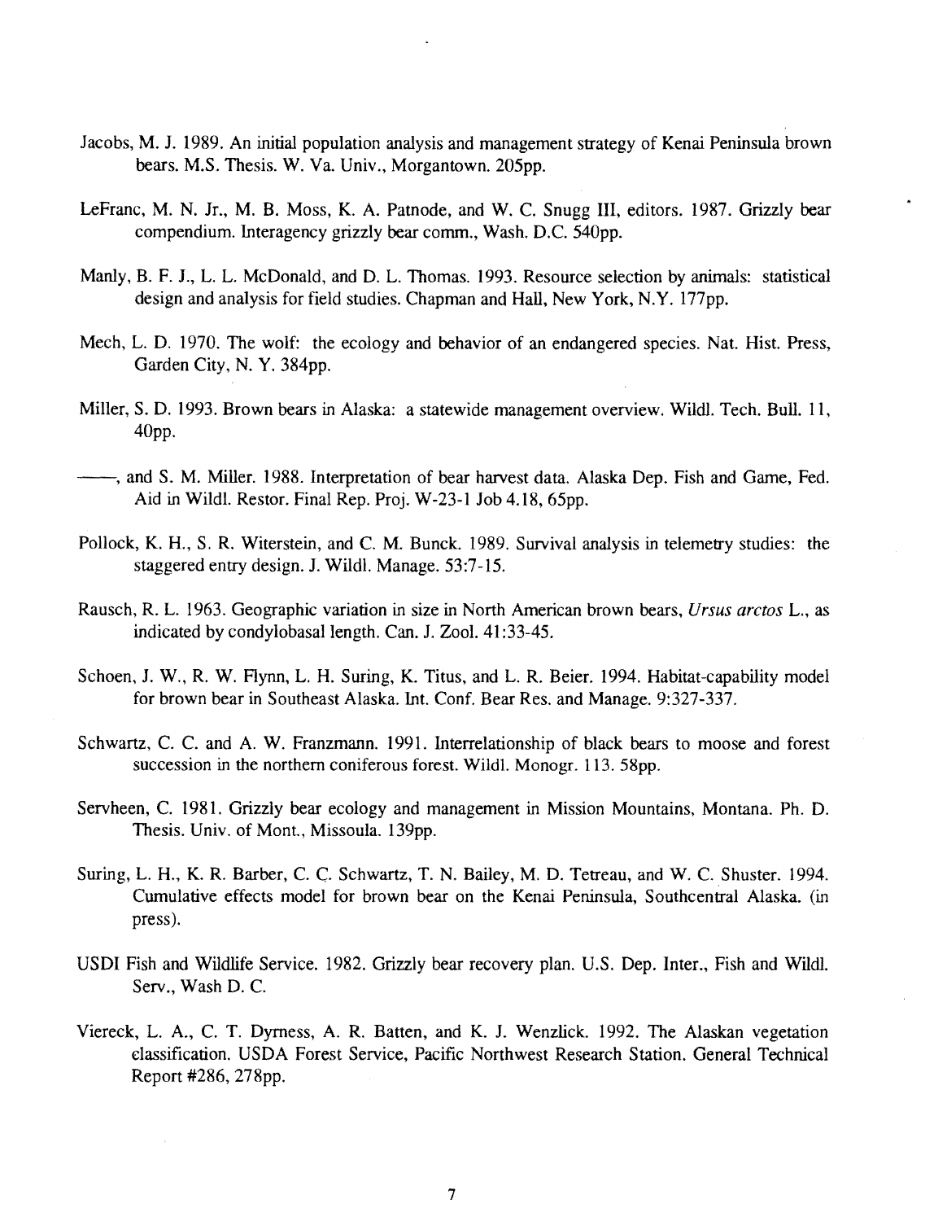Jacobs, M. J. 1989. An initial population analysis and management strategy of Kenai Peninsula brown bears. M.S. Thesis. W. Va. Univ., Morgantown. 205pp.

LeFranc, M. N. Jr., M. B. Moss, K. A. Patnode, and W. C. Snugg III, editors. 1987. Grizzly bear compendium. Interagency grizzly bear comm., Wash. D.C. 540pp.

Manly, B. F. J., L. L. McDonald, and D. L. Thomas. 1993. Resource selection by animals: statistical design and analysis for field studies. Chapman and Hall, New York, N.Y. 177pp.

Mech, L. D. 1970. The wolf: the ecology and behavior of an endangered species. Nat. Hist. Press, Garden City, N. Y. 384pp.

Miller, S. D. 1993. Brown bears in Alaska: a statewide management overview. Wildl. Tech. Bull. 11, 40pp.

——, and S. M. Miller. 1988. Interpretation of bear harvest data. Alaska Dep. Fish and Game, Fed. Aid in Wildl. Restor. Final Rep. Proj. W-23-1 Job 4.18, 65pp.

Pollock, K. H., S. R. Witerstein, and C. M. Bunck. 1989. Survival analysis in telemetry studies: the staggered entry design. J. Wildl. Manage. 53:7-15.

Rausch, R. L. 1963. Geographic variation in size in North American brown bears, *Ursus arctos* L., as indicated by condylobasal length. Can. J. Zool. 41:33-45.

Schoen, J. W., R. W. Flynn, L. H. Suring, K. Titus, and L. R. Beier. 1994. Habitat-capability model for brown bear in Southeast Alaska. Int. Conf. Bear Res. and Manage. 9:327-337.

Schwartz, C. C. and A. W. Franzmann. 1991. Interrelationship of black bears to moose and forest succession in the northern coniferous forest. Wildl. Monogr. 113. 58pp.

Servheen, C. 1981. Grizzly bear ecology and management in Mission Mountains, Montana. Ph. D. Thesis. Univ. of Mont., Missoula. 139pp.

Suring, L. H., K. R. Barber, C. C. Schwartz, T. N. Bailey, M. D. Tetreau, and W. C. Shuster. 1994. Cumulative effects model for brown bear on the Kenai Peninsula, Southcentral Alaska. (in press).

USDI Fish and Wildlife Service. 1982. Grizzly bear recovery plan. U.S. Dep. Inter., Fish and Wildl. Serv., Wash D. C.

Viereck, L. A., C. T. Dyrness, A. R. Batten, and K. J. Wenzlick. 1992. The Alaskan vegetation classification. USDA Forest Service, Pacific Northwest Research Station. General Technical Report #286, 278pp.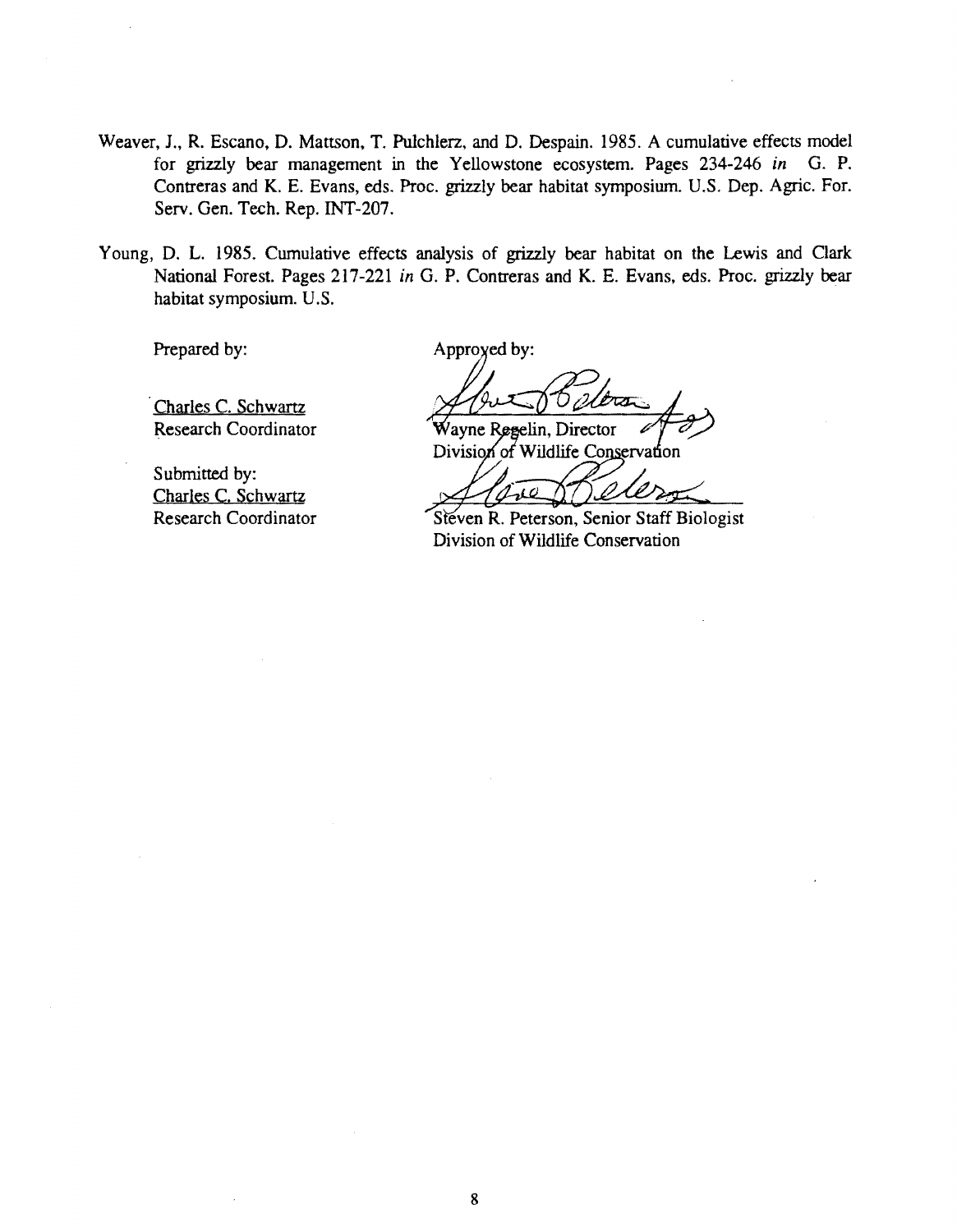Weaver, J., R. Escano, D. Mattson, T. Pulchlerz, and D. Despain. 1985. A cumulative effects model for grizzly bear management in the Yellowstone ecosystem. Pages 234-246 *in* G. P. Contreras and K. E. Evans, eds. Proc. grizzly bear habitat symposium. U.S. Dep. Agric. For. Serv. Gen. Tech. Rep. INT-207.

Young, D. L. 1985. Cumulative effects analysis of grizzly bear habitat on the Lewis and Clark National Forest. Pages 217-221 *in* G. P. Contreras and K. E. Evans, eds. Proc. grizzly bear habitat symposium. U.S.

Prepared by:

Charles C. Schwartz
Research Coordinator

Submitted by:
Charles C. Schwartz
Research Coordinator

Approved by:

Wayne Regelin, Director
Division of Wildlife Conservation

Steven R. Peterson, Senior Staff Biologist
Division of Wildlife Conservation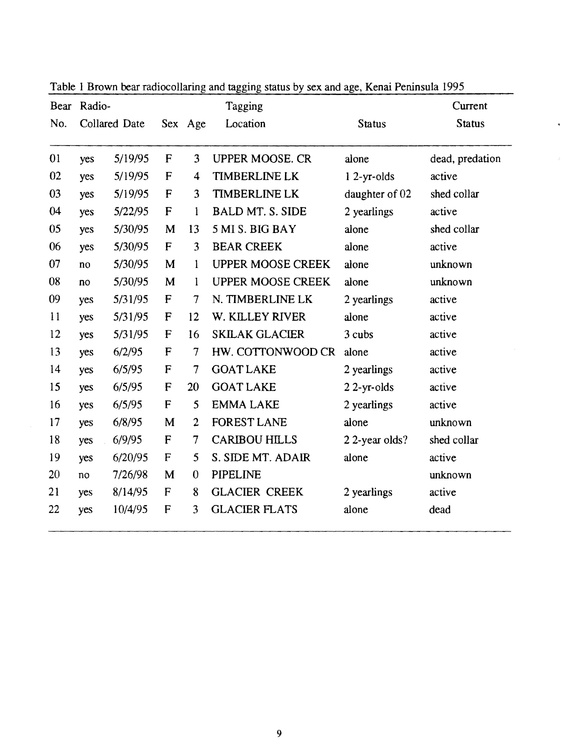Table 1 Brown bear radiocollaring and tagging status by sex and age, Kenai Peninsula 1995

| Bear No. | Radio-Collared | Date | Sex | Age | Tagging Location | Status | Current Status |
|---|---|---|---|---|---|---|---|
| 01 | yes | 5/19/95 | F | 3 | UPPER MOOSE. CR | alone | dead, predation |
| 02 | yes | 5/19/95 | F | 4 | TIMBERLINE LK | 1 2-yr-olds | active |
| 03 | yes | 5/19/95 | F | 3 | TIMBERLINE LK | daughter of 02 | shed collar |
| 04 | yes | 5/22/95 | F | 1 | BALD MT. S. SIDE | 2 yearlings | active |
| 05 | yes | 5/30/95 | M | 13 | 5 MI S. BIG BAY | alone | shed collar |
| 06 | yes | 5/30/95 | F | 3 | BEAR CREEK | alone | active |
| 07 | no | 5/30/95 | M | 1 | UPPER MOOSE CREEK | alone | unknown |
| 08 | no | 5/30/95 | M | 1 | UPPER MOOSE CREEK | alone | unknown |
| 09 | yes | 5/31/95 | F | 7 | N. TIMBERLINE LK | 2 yearlings | active |
| 11 | yes | 5/31/95 | F | 12 | W. KILLEY RIVER | alone | active |
| 12 | yes | 5/31/95 | F | 16 | SKILAK GLACIER | 3 cubs | active |
| 13 | yes | 6/2/95 | F | 7 | HW. COTTONWOOD CR | alone | active |
| 14 | yes | 6/5/95 | F | 7 | GOAT LAKE | 2 yearlings | active |
| 15 | yes | 6/5/95 | F | 20 | GOAT LAKE | 2 2-yr-olds | active |
| 16 | yes | 6/5/95 | F | 5 | EMMA LAKE | 2 yearlings | active |
| 17 | yes | 6/8/95 | M | 2 | FOREST LANE | alone | unknown |
| 18 | yes | 6/9/95 | F | 7 | CARIBOU HILLS | 2 2-year olds? | shed collar |
| 19 | yes | 6/20/95 | F | 5 | S. SIDE MT. ADAIR | alone | active |
| 20 | no | 7/26/98 | M | 0 | PIPELINE | | unknown |
| 21 | yes | 8/14/95 | F | 8 | GLACIER CREEK | 2 yearlings | active |
| 22 | yes | 10/4/95 | F | 3 | GLACIER FLATS | alone | dead |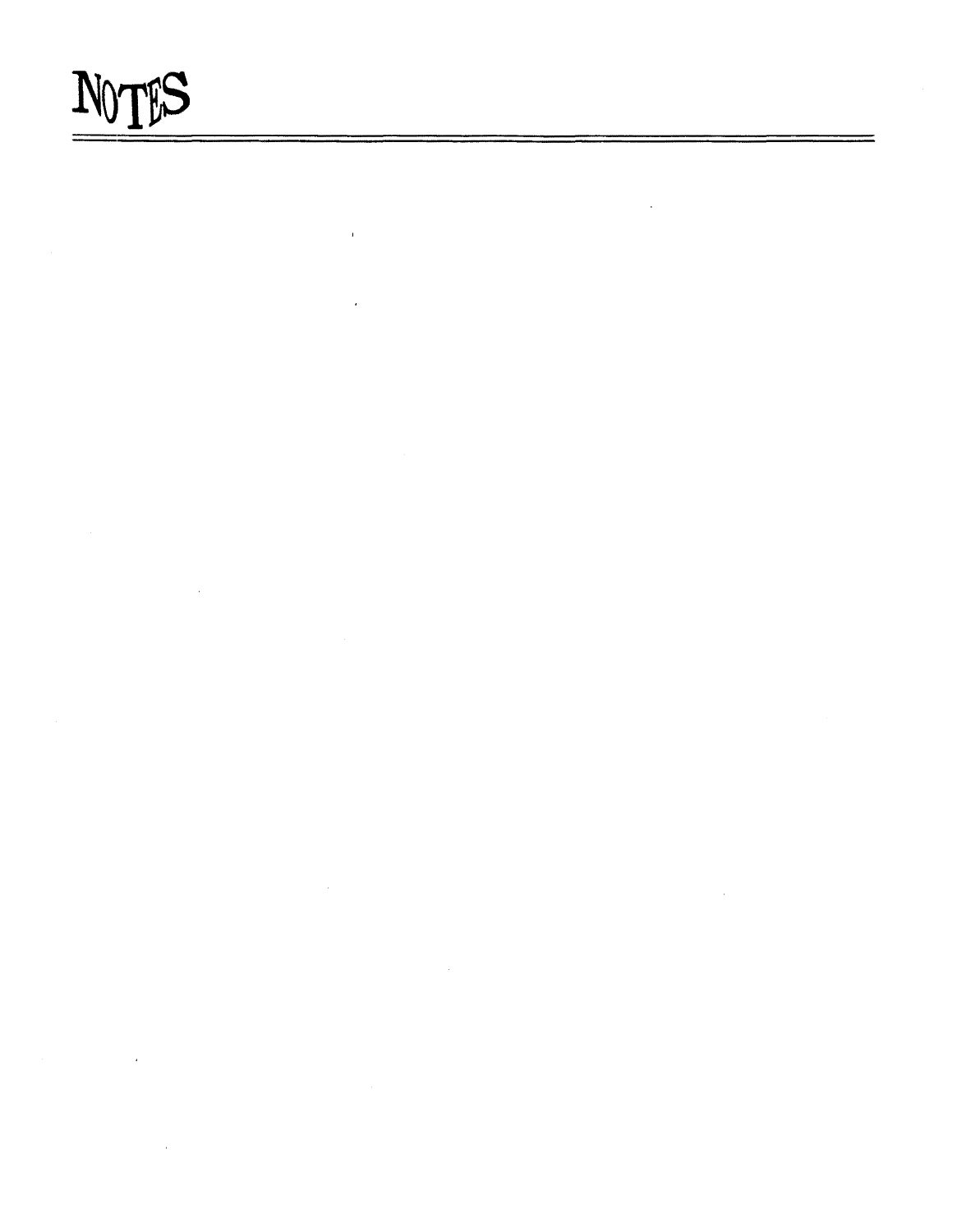# NOTES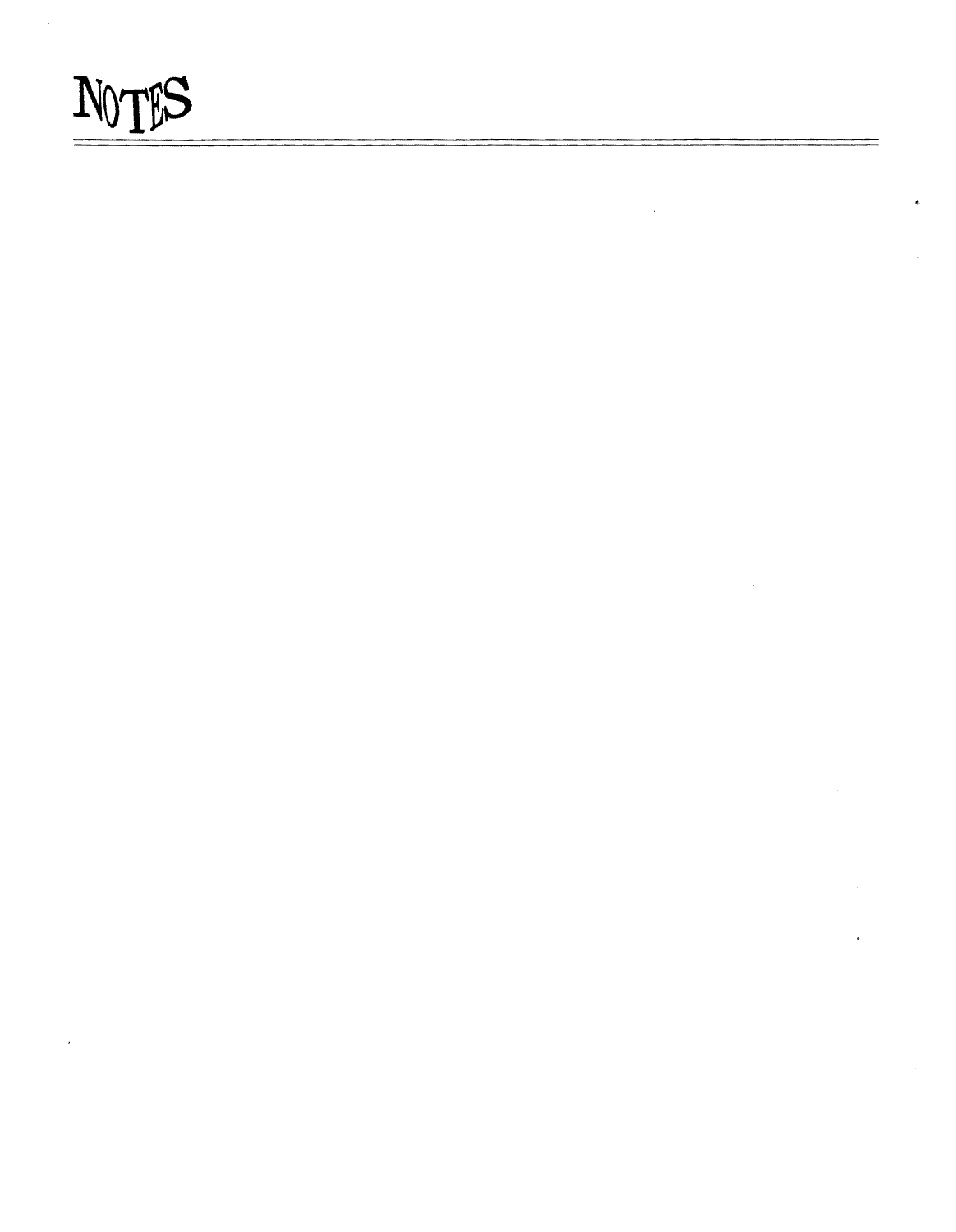# NOTES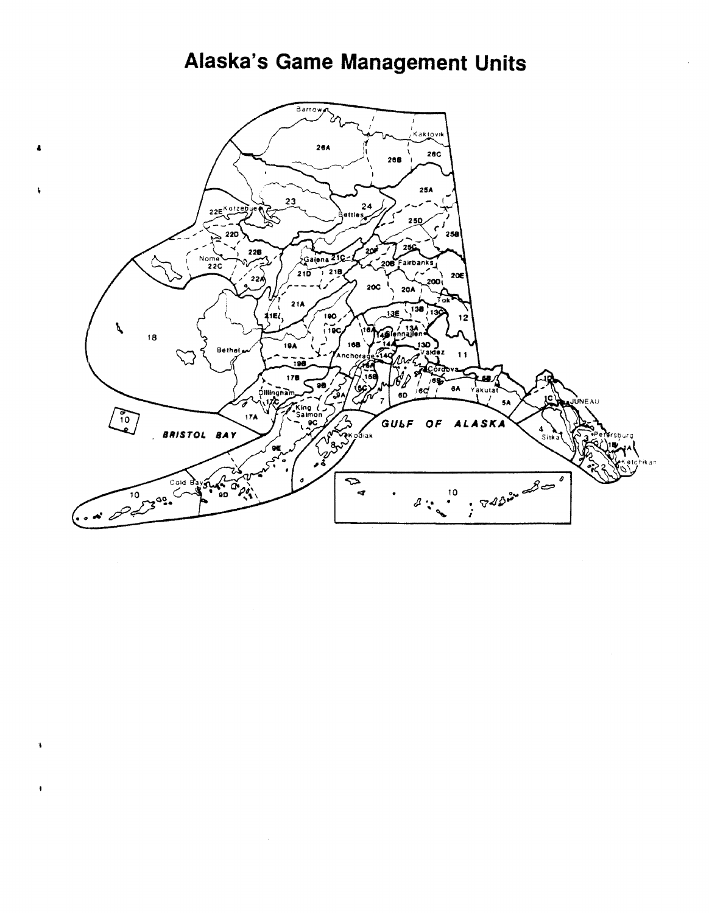# Alaska's Game Management Units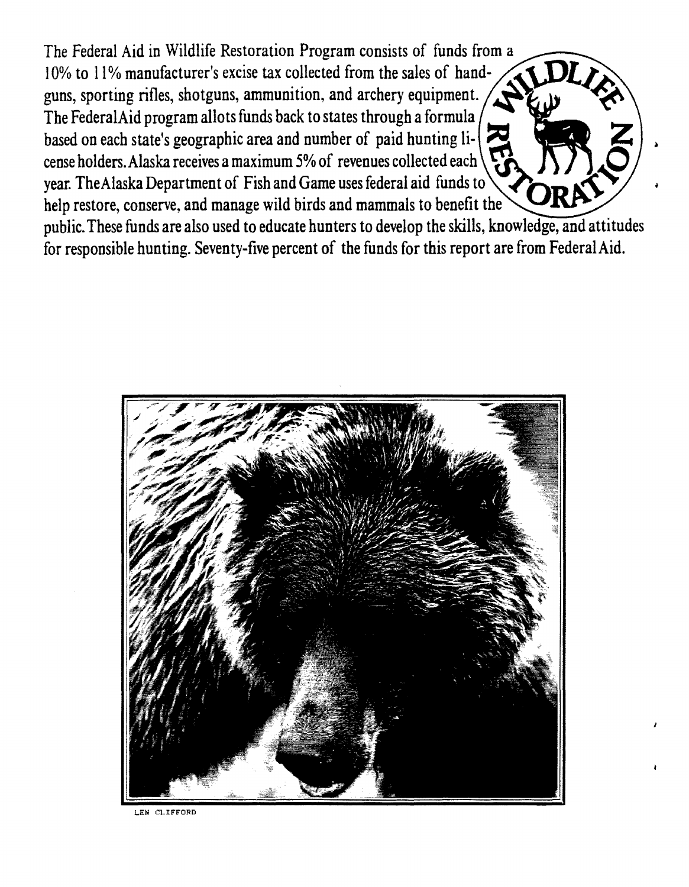The Federal Aid in Wildlife Restoration Program consists of funds from a 10% to 11% manufacturer's excise tax collected from the sales of handguns, sporting rifles, shotguns, ammunition, and archery equipment. The Federal Aid program allots funds back to states through a formula based on each state's geographic area and number of paid hunting license holders. Alaska receives a maximum 5% of revenues collected each year. The Alaska Department of Fish and Game uses federal aid funds to help restore, conserve, and manage wild birds and mammals to benefit the public. These funds are also used to educate hunters to develop the skills, knowledge, and attitudes for responsible hunting. Seventy-five percent of the funds for this report are from Federal Aid.

LEN CLIFFORD